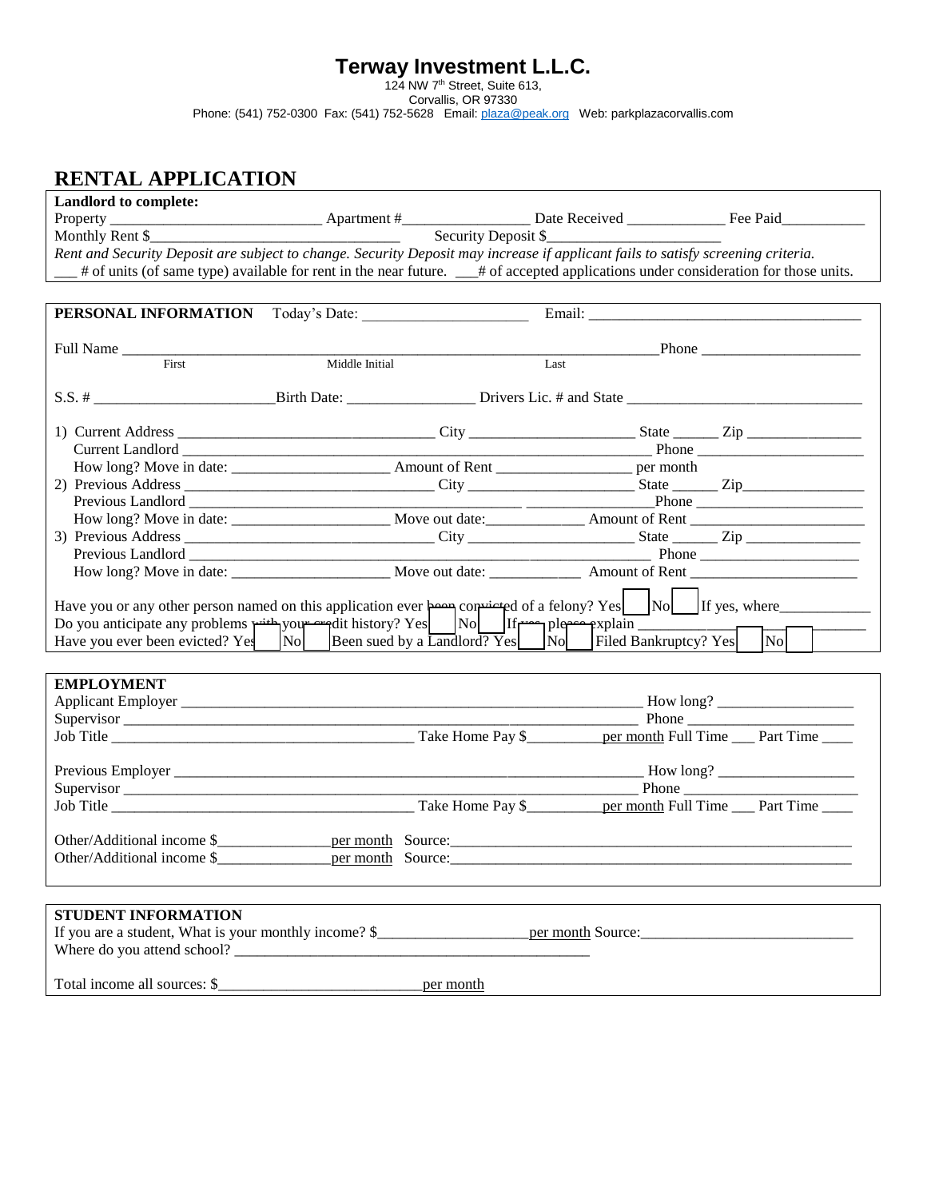# Terway Investment L.L.C.

124 NW 7th Street, Suite 613,
Corvallis, OR 97330
Phone: (541) 752-0300 Fax: (541) 752-5628 Email: plaza@peak.org Web: parkplazacorvallis.com

## RENTAL APPLICATION

**Landlord to complete:**

Property ___________________________ Apartment #________________ Date Received _____________ Fee Paid___________

Monthly Rent $________________________________ Security Deposit $______________________

*Rent and Security Deposit are subject to change. Security Deposit may increase if applicant fails to satisfy screening criteria.*

___ # of units (of same type) available for rent in the near future. ___# of accepted applications under consideration for those units.

**PERSONAL INFORMATION** Today's Date: _____________________ Email: ___________________________________

Full Name ______________________________________________________________________ Phone _____________________
First Middle Initial Last

S.S. # ________________________Birth Date: ________________ Drivers Lic. # and State ________________________________

1) Current Address _________________________________ City _____________________ State ______ Zip _______________
Current Landlord ____________________________________________________________ Phone ______________________
How long? Move in date: ____________________ Amount of Rent _________________ per month

2) Previous Address ________________________________ City _____________________ State ______ Zip________________
Previous Landlord ___________________________________________ _________________Phone ______________________
How long? Move in date: ____________________ Move out date:_____________ Amount of Rent _______________________

3) Previous Address ________________________________ City _____________________ State ______ Zip _______________
Previous Landlord ___________________________________________________________ Phone _____________________
How long? Move in date: ____________________ Move out date: ____________ Amount of Rent _____________________

Have you or any other person named on this application ever been convicted of a felony? Yes ☐ No ☐ If yes, where____________

Do you anticipate any problems with your credit history? Yes ☐ No ☐ If yes, please explain ________________________________

Have you ever been evicted? Yes ☐ No ☐ Been sued by a Landlord? Yes ☐ No ☐ Filed Bankruptcy? Yes ☐ No ☐

**EMPLOYMENT**

Applicant Employer _______________________________________________________________ How long? __________________
Supervisor ___________________________________________________________________ Phone _______________________
Job Title _________________________________________ Take Home Pay $__________per month Full Time ___ Part Time ____

Previous Employer ________________________________________________________________ How long? __________________
Supervisor __________________________________________________________________ Phone _________________________
Job Title _________________________________________ Take Home Pay $__________per month Full Time ___ Part Time ____

Other/Additional income $_______________per month Source:_______________________________________________________
Other/Additional income $_______________per month Source:_______________________________________________________

**STUDENT INFORMATION**

If you are a student, What is your monthly income? $____________________per month Source:____________________________
Where do you attend school? _________________________________________________

Total income all sources: $__________________________per month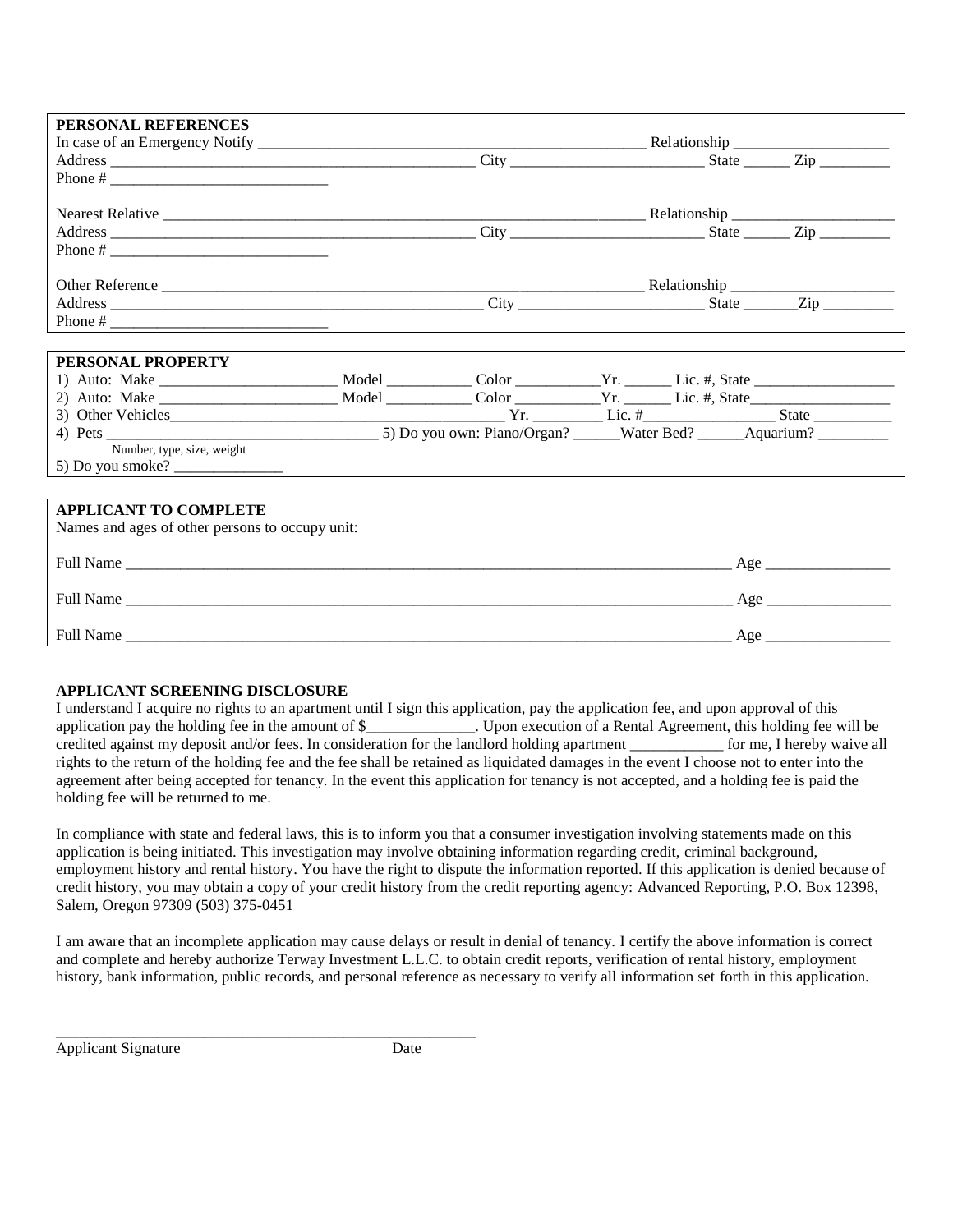**PERSONAL REFERENCES**

In case of an Emergency Notify ______________________________________________ Relationship ____________________

Address ______________________________________________ City ________________________ State ______ Zip _________

Phone # ____________________________

Nearest Relative ______________________________________________________________ Relationship ____________________

Address ______________________________________________ City ________________________ State ______ Zip _________

Phone # ____________________________

Other Reference ______________________________________________________________ Relationship ____________________

Address ______________________________________________ City ________________________ State _______Zip _________

Phone # ____________________________

**PERSONAL PROPERTY**

1) Auto: Make ______________________ Model __________ Color __________Yr. ______ Lic. #, State __________________

2) Auto: Make ______________________ Model __________ Color __________Yr. ______ Lic. #, State__________________

3) Other Vehicles__________________________________________ Yr. _________ Lic. #_________________ State __________

4) Pets _________________________________ 5) Do you own: Piano/Organ? ______Water Bed? ______Aquarium? _________

Number, type, size, weight

5) Do you smoke? ______________

**APPLICANT TO COMPLETE**

Names and ages of other persons to occupy unit:

Full Name ______________________________________________________________________________ Age ________________

Full Name ______________________________________________________________________________ Age ________________

Full Name ______________________________________________________________________________ Age ________________

**APPLICANT SCREENING DISCLOSURE**

I understand I acquire no rights to an apartment until I sign this application, pay the application fee, and upon approval of this application pay the holding fee in the amount of $______________. Upon execution of a Rental Agreement, this holding fee will be credited against my deposit and/or fees. In consideration for the landlord holding apartment ____________ for me, I hereby waive all rights to the return of the holding fee and the fee shall be retained as liquidated damages in the event I choose not to enter into the agreement after being accepted for tenancy. In the event this application for tenancy is not accepted, and a holding fee is paid the holding fee will be returned to me.

In compliance with state and federal laws, this is to inform you that a consumer investigation involving statements made on this application is being initiated. This investigation may involve obtaining information regarding credit, criminal background, employment history and rental history. You have the right to dispute the information reported. If this application is denied because of credit history, you may obtain a copy of your credit history from the credit reporting agency: Advanced Reporting, P.O. Box 12398, Salem, Oregon 97309 (503) 375-0451

I am aware that an incomplete application may cause delays or result in denial of tenancy. I certify the above information is correct and complete and hereby authorize Terway Investment L.L.C. to obtain credit reports, verification of rental history, employment history, bank information, public records, and personal reference as necessary to verify all information set forth in this application.

_______________________________________________________

Applicant Signature Date